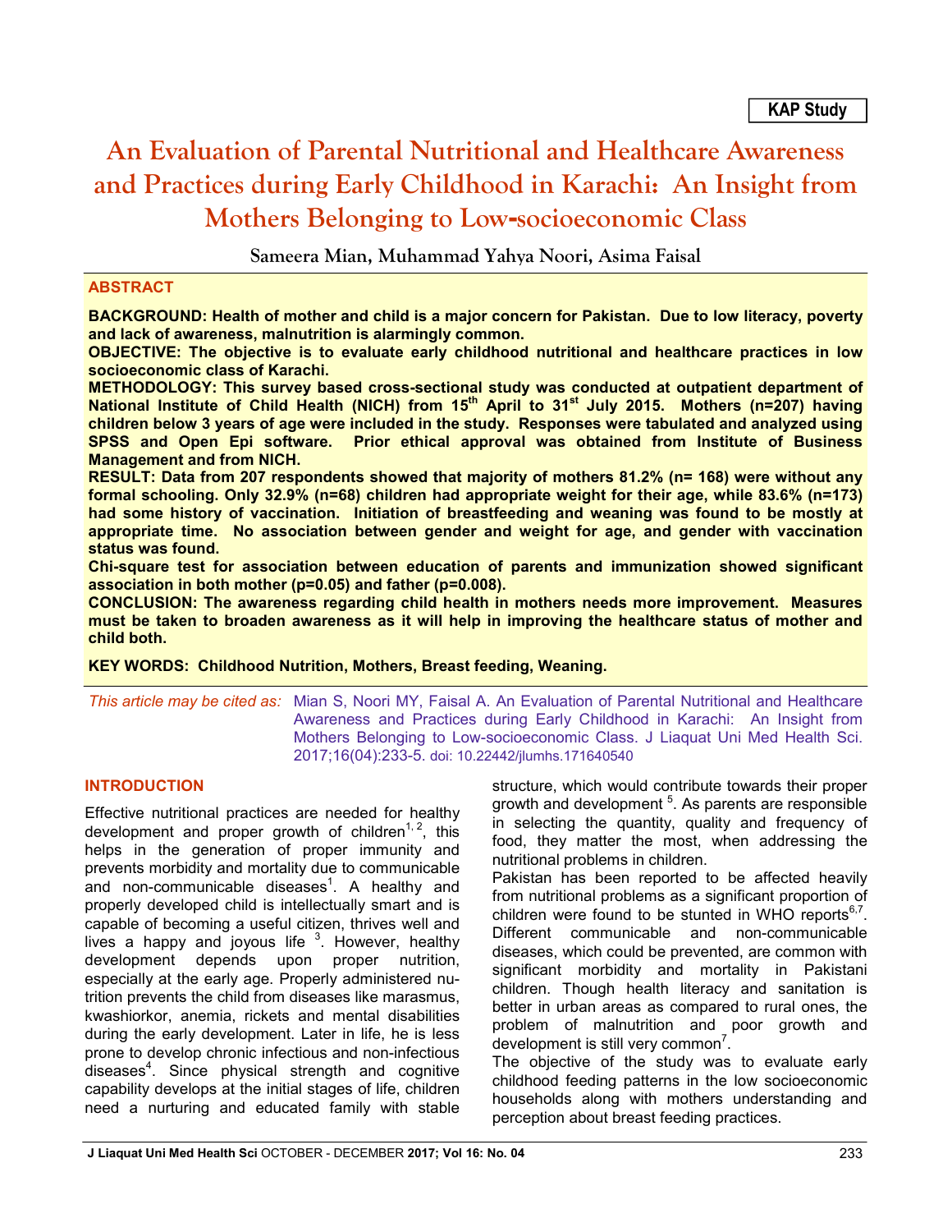**KAP Study**

# An Evaluation of Parental Nutritional and Healthcare Awareness and Practices during Early Childhood in Karachi: An Insight from Mothers Belonging to Low-socioeconomic Class

**Sameera Mian, Muhammad Yahya Noori, Asima Faisal**

## ABSTRACT

**BACKGROUND: Health of mother and child is a major concern for Pakistan. Due to low literacy, poverty and lack of awareness, malnutrition is alarmingly common.**

**OBJECTIVE: The objective is to evaluate early childhood nutritional and healthcare practices in low socioeconomic class of Karachi.**

**METHODOLOGY: This survey based cross-sectional study was conducted at outpatient department of National Institute of Child Health (NICH) from 15th April to 31st July 2015. Mothers (n=207) having children below 3 years of age were included in the study. Responses were tabulated and analyzed using SPSS and Open Epi software. Prior ethical approval was obtained from Institute of Business Management and from NICH.**

**RESULT: Data from 207 respondents showed that majority of mothers 81.2% (n= 168) were without any formal schooling. Only 32.9% (n=68) children had appropriate weight for their age, while 83.6% (n=173) had some history of vaccination. Initiation of breastfeeding and weaning was found to be mostly at appropriate time. No association between gender and weight for age, and gender with vaccination status was found.**

**Chi-square test for association between education of parents and immunization showed significant association in both mother (p=0.05) and father (p=0.008).**

**CONCLUSION: The awareness regarding child health in mothers needs more improvement. Measures must be taken to broaden awareness as it will help in improving the healthcare status of mother and child both.**

**KEY WORDS: Childhood Nutrition, Mothers, Breast feeding, Weaning.**

*This article may be cited as:* Mian S, Noori MY, Faisal A. An Evaluation of Parental Nutritional and Healthcare Awareness and Practices during Early Childhood in Karachi: An Insight from Mothers Belonging to Low-socioeconomic Class. J Liaquat Uni Med Health Sci. 2017;16(04):233-5. doi: 10.22442/jlumhs.171640540

## INTRODUCTION

Effective nutritional practices are needed for healthy development and proper growth of children[1, 2], this helps in the generation of proper immunity and prevents morbidity and mortality due to communicable and non-communicable diseases[1]. A healthy and properly developed child is intellectually smart and is capable of becoming a useful citizen, thrives well and lives a happy and joyous life [3]. However, healthy development depends upon proper nutrition, especially at the early age. Properly administered nutrition prevents the child from diseases like marasmus, kwashiorkor, anemia, rickets and mental disabilities during the early development. Later in life, he is less prone to develop chronic infectious and non-infectious diseases[4]. Since physical strength and cognitive capability develops at the initial stages of life, children need a nurturing and educated family with stable structure, which would contribute towards their proper growth and development [5]. As parents are responsible in selecting the quantity, quality and frequency of food, they matter the most, when addressing the nutritional problems in children.

Pakistan has been reported to be affected heavily from nutritional problems as a significant proportion of children were found to be stunted in WHO reports[6,7]. Different communicable and non-communicable diseases, which could be prevented, are common with significant morbidity and mortality in Pakistani children. Though health literacy and sanitation is better in urban areas as compared to rural ones, the problem of malnutrition and poor growth and development is still very common[7].

The objective of the study was to evaluate early childhood feeding patterns in the low socioeconomic households along with mothers understanding and perception about breast feeding practices.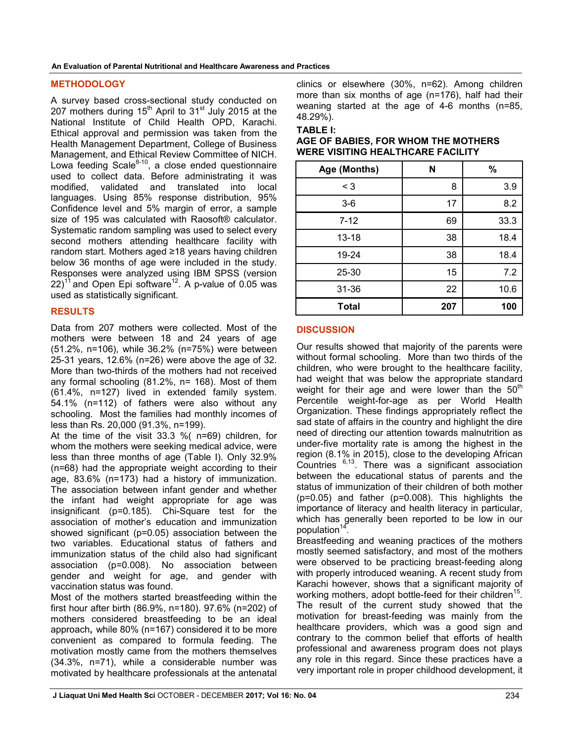## METHODOLOGY

A survey based cross-sectional study conducted on 207 mothers during 15th April to 31st July 2015 at the National Institute of Child Health OPD, Karachi. Ethical approval and permission was taken from the Health Management Department, College of Business Management, and Ethical Review Committee of NICH. Lowa feeding Scale[8-10], a close ended questionnaire used to collect data. Before administrating it was modified, validated and translated into local languages. Using 85% response distribution, 95% Confidence level and 5% margin of error, a sample size of 195 was calculated with Raosoft® calculator. Systematic random sampling was used to select every second mothers attending healthcare facility with random start. Mothers aged ≥18 years having children below 36 months of age were included in the study. Responses were analyzed using IBM SPSS (version 22)[11] and Open Epi software[12]. A p-value of 0.05 was used as statistically significant.

## RESULTS

Data from 207 mothers were collected. Most of the mothers were between 18 and 24 years of age (51.2%, n=106), while 36.2% (n=75%) were between 25-31 years, 12.6% (n=26) were above the age of 32. More than two-thirds of the mothers had not received any formal schooling (81.2%, n= 168). Most of them (61.4%, n=127) lived in extended family system. 54.1% (n=112) of fathers were also without any schooling. Most the families had monthly incomes of less than Rs. 20,000 (91.3%, n=199).

At the time of the visit 33.3 %( n=69) children, for whom the mothers were seeking medical advice, were less than three months of age (Table I). Only 32.9% (n=68) had the appropriate weight according to their age, 83.6% (n=173) had a history of immunization. The association between infant gender and whether the infant had weight appropriate for age was insignificant (p=0.185). Chi-Square test for the association of mother's education and immunization showed significant (p=0.05) association between the two variables. Educational status of fathers and immunization status of the child also had significant association (p=0.008). No association between gender and weight for age, and gender with vaccination status was found.

Most of the mothers started breastfeeding within the first hour after birth (86.9%, n=180). 97.6% (n=202) of mothers considered breastfeeding to be an ideal approach**,** while 80% (n=167) considered it to be more convenient as compared to formula feeding. The motivation mostly came from the mothers themselves (34.3%, n=71), while a considerable number was motivated by healthcare professionals at the antenatal clinics or elsewhere (30%, n=62). Among children more than six months of age (n=176), half had their weaning started at the age of 4-6 months (n=85, 48.29%).

**TABLE I:**
**AGE OF BABIES, FOR WHOM THE MOTHERS WERE VISITING HEALTHCARE FACILITY**

| Age (Months) | N | % |
|---|---|---|
| < 3 | 8 | 3.9 |
| 3-6 | 17 | 8.2 |
| 7-12 | 69 | 33.3 |
| 13-18 | 38 | 18.4 |
| 19-24 | 38 | 18.4 |
| 25-30 | 15 | 7.2 |
| 31-36 | 22 | 10.6 |
| **Total** | **207** | **100** |

## DISCUSSION

Our results showed that majority of the parents were without formal schooling. More than two thirds of the children, who were brought to the healthcare facility, had weight that was below the appropriate standard weight for their age and were lower than the 50th Percentile weight-for-age as per World Health Organization. These findings appropriately reflect the sad state of affairs in the country and highlight the dire need of directing our attention towards malnutrition as under-five mortality rate is among the highest in the region (8.1% in 2015), close to the developing African Countries [6,13]. There was a significant association between the educational status of parents and the status of immunization of their children of both mother (p=0.05) and father (p=0.008). This highlights the importance of literacy and health literacy in particular, which has generally been reported to be low in our population[14].

Breastfeeding and weaning practices of the mothers mostly seemed satisfactory, and most of the mothers were observed to be practicing breast-feeding along with properly introduced weaning. A recent study from Karachi however, shows that a significant majority of working mothers, adopt bottle-feed for their children[15]. The result of the current study showed that the motivation for breast-feeding was mainly from the healthcare providers, which was a good sign and contrary to the common belief that efforts of health professional and awareness program does not plays any role in this regard. Since these practices have a very important role in proper childhood development, it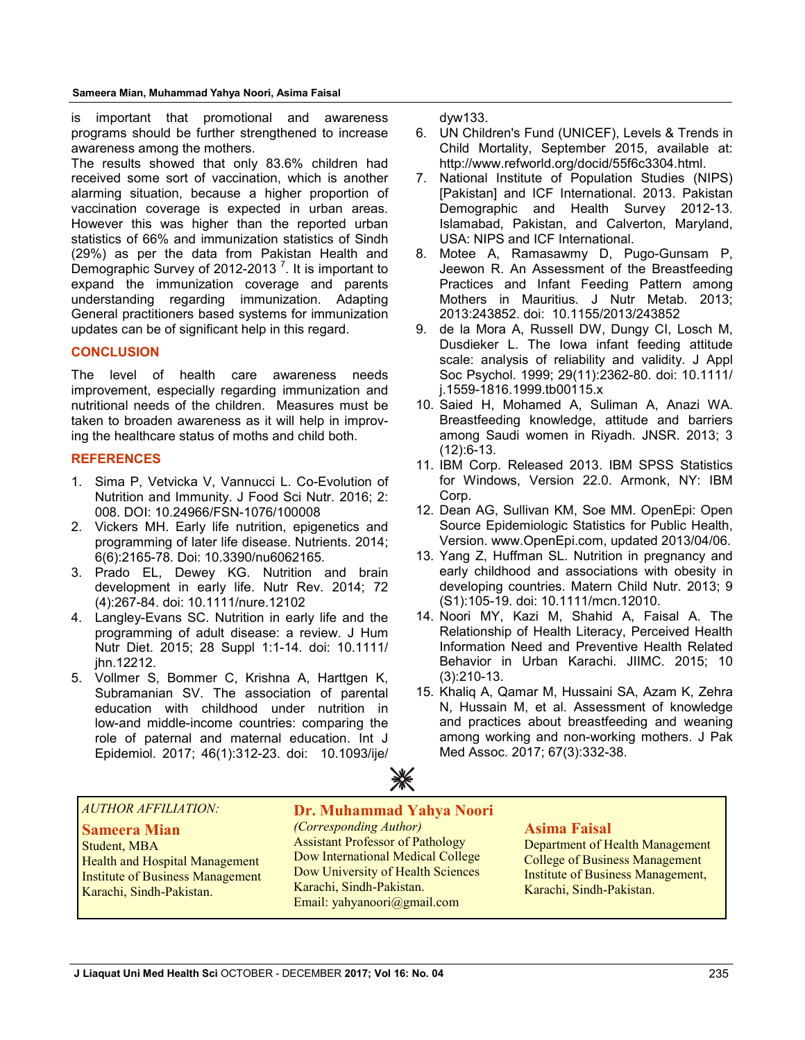is important that promotional and awareness programs should be further strengthened to increase awareness among the mothers.

The results showed that only 83.6% children had received some sort of vaccination, which is another alarming situation, because a higher proportion of vaccination coverage is expected in urban areas. However this was higher than the reported urban statistics of 66% and immunization statistics of Sindh (29%) as per the data from Pakistan Health and Demographic Survey of 2012-2013 [7]. It is important to expand the immunization coverage and parents understanding regarding immunization. Adapting General practitioners based systems for immunization updates can be of significant help in this regard.

## CONCLUSION

The level of health care awareness needs improvement, especially regarding immunization and nutritional needs of the children. Measures must be taken to broaden awareness as it will help in improving the healthcare status of moths and child both.

## REFERENCES

1. Sima P, Vetvicka V, Vannucci L. Co-Evolution of Nutrition and Immunity. J Food Sci Nutr. 2016; 2: 008. DOI: 10.24966/FSN-1076/100008
2. Vickers MH. Early life nutrition, epigenetics and programming of later life disease. Nutrients. 2014; 6(6):2165-78. Doi: 10.3390/nu6062165.
3. Prado EL, Dewey KG. Nutrition and brain development in early life. Nutr Rev. 2014; 72 (4):267-84. doi: 10.1111/nure.12102
4. Langley-Evans SC. Nutrition in early life and the programming of adult disease: a review. J Hum Nutr Diet. 2015; 28 Suppl 1:1-14. doi: 10.1111/ jhn.12212.
5. Vollmer S, Bommer C, Krishna A, Harttgen K, Subramanian SV. The association of parental education with childhood under nutrition in low-and middle-income countries: comparing the role of paternal and maternal education. Int J Epidemiol. 2017; 46(1):312-23. doi: 10.1093/ije/ dyw133.
6. UN Children's Fund (UNICEF), Levels & Trends in Child Mortality, September 2015, available at: http://www.refworld.org/docid/55f6c3304.html.
7. National Institute of Population Studies (NIPS) [Pakistan] and ICF International. 2013. Pakistan Demographic and Health Survey 2012-13. Islamabad, Pakistan, and Calverton, Maryland, USA: NIPS and ICF International.
8. Motee A, Ramasawmy D, Pugo-Gunsam P, Jeewon R. An Assessment of the Breastfeeding Practices and Infant Feeding Pattern among Mothers in Mauritius. J Nutr Metab. 2013; 2013:243852. doi: 10.1155/2013/243852
9. de la Mora A, Russell DW, Dungy CI, Losch M, Dusdieker L. The Iowa infant feeding attitude scale: analysis of reliability and validity. J Appl Soc Psychol. 1999; 29(11):2362-80. doi: 10.1111/ j.1559-1816.1999.tb00115.x
10. Saied H, Mohamed A, Suliman A, Anazi WA. Breastfeeding knowledge, attitude and barriers among Saudi women in Riyadh. JNSR. 2013; 3 (12):6-13.
11. IBM Corp. Released 2013. IBM SPSS Statistics for Windows, Version 22.0. Armonk, NY: IBM Corp.
12. Dean AG, Sullivan KM, Soe MM. OpenEpi: Open Source Epidemiologic Statistics for Public Health, Version. www.OpenEpi.com, updated 2013/04/06.
13. Yang Z, Huffman SL. Nutrition in pregnancy and early childhood and associations with obesity in developing countries. Matern Child Nutr. 2013; 9 (S1):105-19. doi: 10.1111/mcn.12010.
14. Noori MY, Kazi M, Shahid A, Faisal A. The Relationship of Health Literacy, Perceived Health Information Need and Preventive Health Related Behavior in Urban Karachi. JIIMC. 2015; 10 (3):210-13.
15. Khaliq A, Qamar M, Hussaini SA, Azam K, Zehra N, Hussain M, et al. Assessment of knowledge and practices about breastfeeding and weaning among working and non-working mothers. J Pak Med Assoc. 2017; 67(3):332-38.

*AUTHOR AFFILIATION:*

**Sameera Mian**
Student, MBA
Health and Hospital Management
Institute of Business Management
Karachi, Sindh-Pakistan.

**Dr. Muhammad Yahya Noori**
*(Corresponding Author)*
Assistant Professor of Pathology
Dow International Medical College
Dow University of Health Sciences
Karachi, Sindh-Pakistan.
Email: yahyanoori@gmail.com

**Asima Faisal**
Department of Health Management
College of Business Management
Institute of Business Management,
Karachi, Sindh-Pakistan.